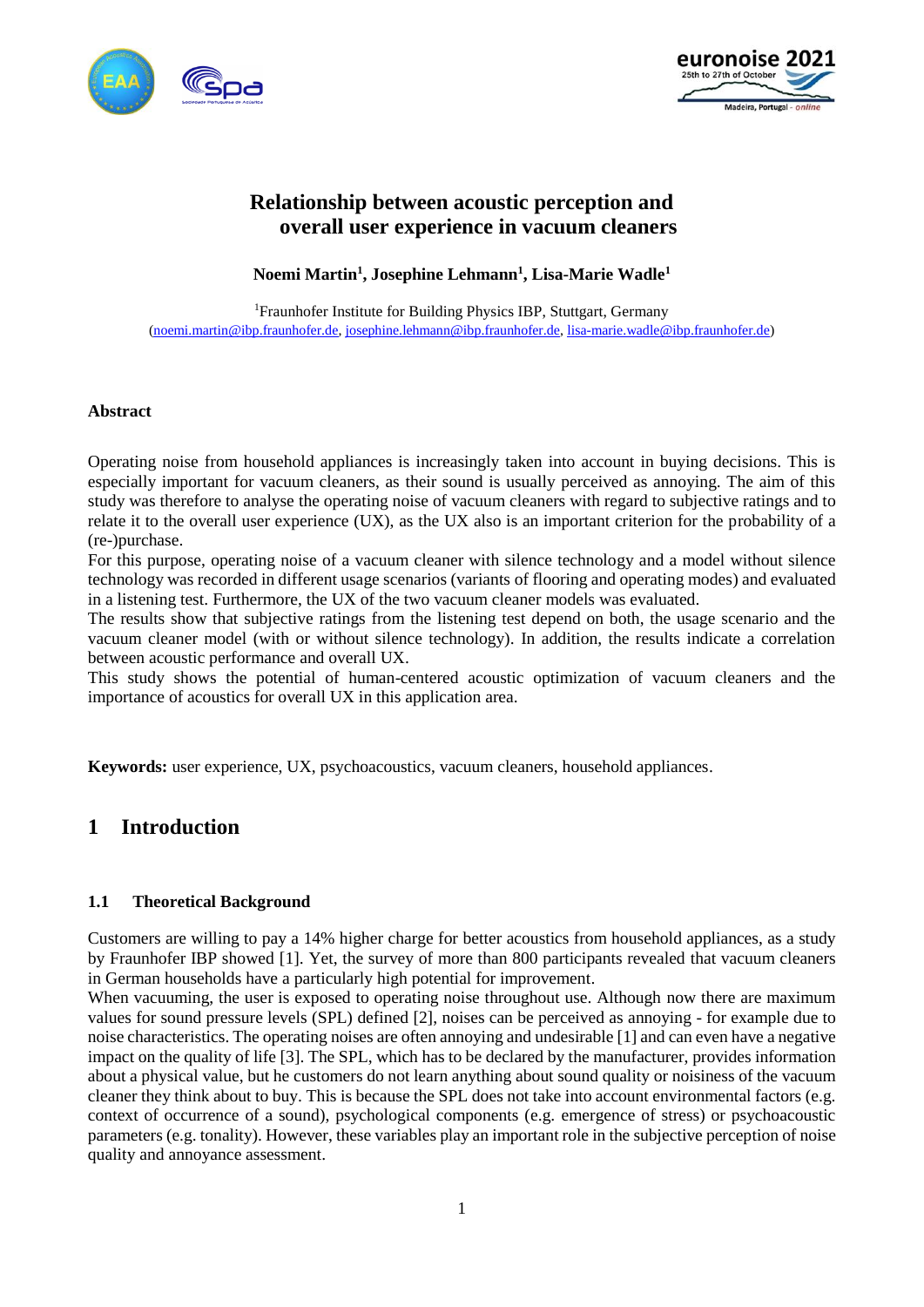# Relationship between acoustic perception and overall user experience in vacuum cleaners

**Noemi Martin[1], Josephine Lehmann[1], Lisa-Marie Wadle[1]**

[1]Fraunhofer Institute for Building Physics IBP, Stuttgart, Germany
(noemi.martin@ibp.fraunhofer.de, josephine.lehmann@ibp.fraunhofer.de, lisa-marie.wadle@ibp.fraunhofer.de)

### Abstract

Operating noise from household appliances is increasingly taken into account in buying decisions. This is especially important for vacuum cleaners, as their sound is usually perceived as annoying. The aim of this study was therefore to analyse the operating noise of vacuum cleaners with regard to subjective ratings and to relate it to the overall user experience (UX), as the UX also is an important criterion for the probability of a (re-)purchase.

For this purpose, operating noise of a vacuum cleaner with silence technology and a model without silence technology was recorded in different usage scenarios (variants of flooring and operating modes) and evaluated in a listening test. Furthermore, the UX of the two vacuum cleaner models was evaluated.

The results show that subjective ratings from the listening test depend on both, the usage scenario and the vacuum cleaner model (with or without silence technology). In addition, the results indicate a correlation between acoustic performance and overall UX.

This study shows the potential of human-centered acoustic optimization of vacuum cleaners and the importance of acoustics for overall UX in this application area.

**Keywords:** user experience, UX, psychoacoustics, vacuum cleaners, household appliances.

## 1 Introduction

### 1.1 Theoretical Background

Customers are willing to pay a 14% higher charge for better acoustics from household appliances, as a study by Fraunhofer IBP showed [1]. Yet, the survey of more than 800 participants revealed that vacuum cleaners in German households have a particularly high potential for improvement.

When vacuuming, the user is exposed to operating noise throughout use. Although now there are maximum values for sound pressure levels (SPL) defined [2], noises can be perceived as annoying - for example due to noise characteristics. The operating noises are often annoying and undesirable [1] and can even have a negative impact on the quality of life [3]. The SPL, which has to be declared by the manufacturer, provides information about a physical value, but he customers do not learn anything about sound quality or noisiness of the vacuum cleaner they think about to buy. This is because the SPL does not take into account environmental factors (e.g. context of occurrence of a sound), psychological components (e.g. emergence of stress) or psychoacoustic parameters (e.g. tonality). However, these variables play an important role in the subjective perception of noise quality and annoyance assessment.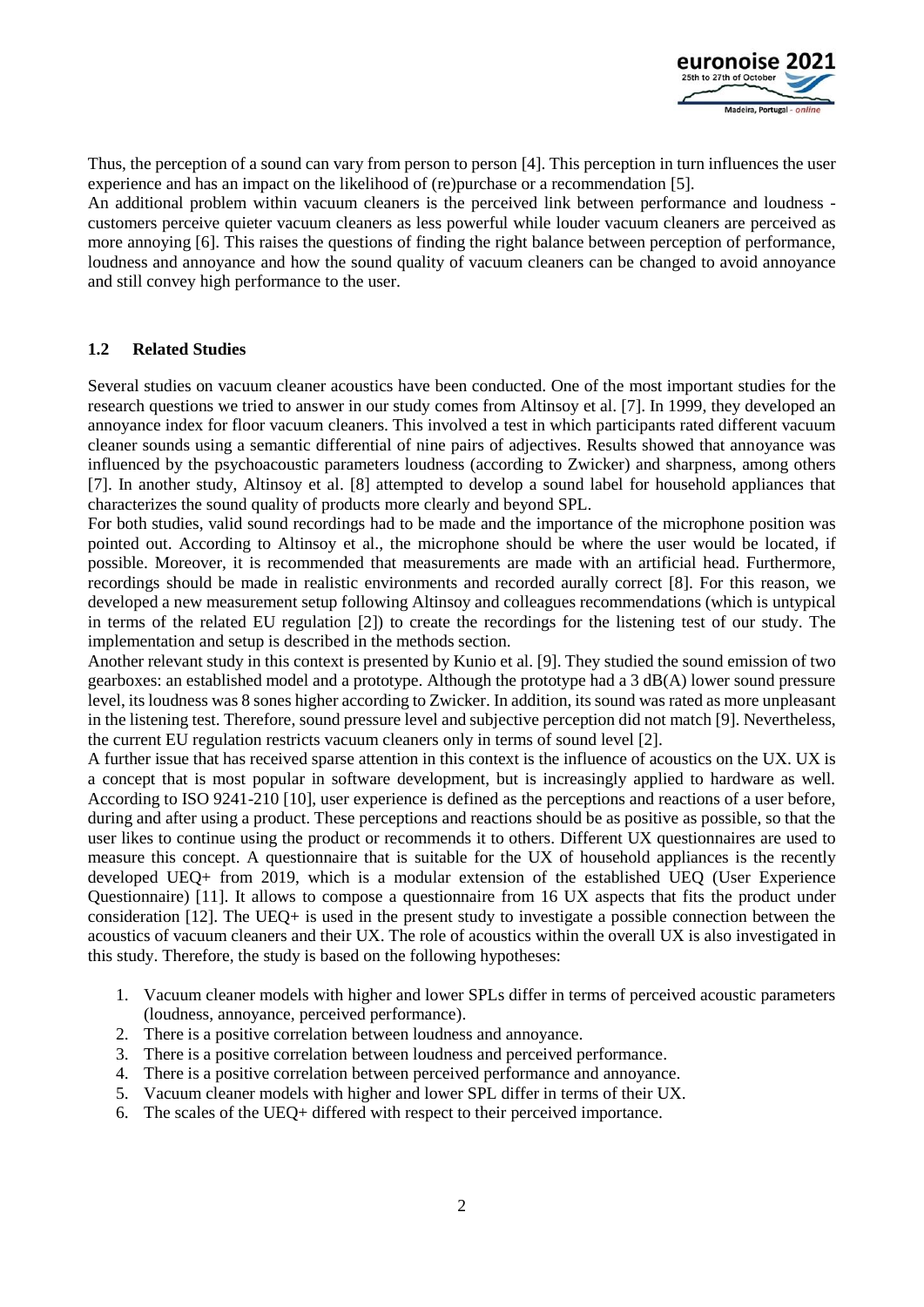Thus, the perception of a sound can vary from person to person [4]. This perception in turn influences the user experience and has an impact on the likelihood of (re)purchase or a recommendation [5].
An additional problem within vacuum cleaners is the perceived link between performance and loudness - customers perceive quieter vacuum cleaners as less powerful while louder vacuum cleaners are perceived as more annoying [6]. This raises the questions of finding the right balance between perception of performance, loudness and annoyance and how the sound quality of vacuum cleaners can be changed to avoid annoyance and still convey high performance to the user.

### 1.2 Related Studies

Several studies on vacuum cleaner acoustics have been conducted. One of the most important studies for the research questions we tried to answer in our study comes from Altinsoy et al. [7]. In 1999, they developed an annoyance index for floor vacuum cleaners. This involved a test in which participants rated different vacuum cleaner sounds using a semantic differential of nine pairs of adjectives. Results showed that annoyance was influenced by the psychoacoustic parameters loudness (according to Zwicker) and sharpness, among others [7]. In another study, Altinsoy et al. [8] attempted to develop a sound label for household appliances that characterizes the sound quality of products more clearly and beyond SPL.
For both studies, valid sound recordings had to be made and the importance of the microphone position was pointed out. According to Altinsoy et al., the microphone should be where the user would be located, if possible. Moreover, it is recommended that measurements are made with an artificial head. Furthermore, recordings should be made in realistic environments and recorded aurally correct [8]. For this reason, we developed a new measurement setup following Altinsoy and colleagues recommendations (which is untypical in terms of the related EU regulation [2]) to create the recordings for the listening test of our study. The implementation and setup is described in the methods section.
Another relevant study in this context is presented by Kunio et al. [9]. They studied the sound emission of two gearboxes: an established model and a prototype. Although the prototype had a 3 dB(A) lower sound pressure level, its loudness was 8 sones higher according to Zwicker. In addition, its sound was rated as more unpleasant in the listening test. Therefore, sound pressure level and subjective perception did not match [9]. Nevertheless, the current EU regulation restricts vacuum cleaners only in terms of sound level [2].
A further issue that has received sparse attention in this context is the influence of acoustics on the UX. UX is a concept that is most popular in software development, but is increasingly applied to hardware as well. According to ISO 9241-210 [10], user experience is defined as the perceptions and reactions of a user before, during and after using a product. These perceptions and reactions should be as positive as possible, so that the user likes to continue using the product or recommends it to others. Different UX questionnaires are used to measure this concept. A questionnaire that is suitable for the UX of household appliances is the recently developed UEQ+ from 2019, which is a modular extension of the established UEQ (User Experience Questionnaire) [11]. It allows to compose a questionnaire from 16 UX aspects that fits the product under consideration [12]. The UEQ+ is used in the present study to investigate a possible connection between the acoustics of vacuum cleaners and their UX. The role of acoustics within the overall UX is also investigated in this study. Therefore, the study is based on the following hypotheses:

1. Vacuum cleaner models with higher and lower SPLs differ in terms of perceived acoustic parameters (loudness, annoyance, perceived performance).
2. There is a positive correlation between loudness and annoyance.
3. There is a positive correlation between loudness and perceived performance.
4. There is a positive correlation between perceived performance and annoyance.
5. Vacuum cleaner models with higher and lower SPL differ in terms of their UX.
6. The scales of the UEQ+ differed with respect to their perceived importance.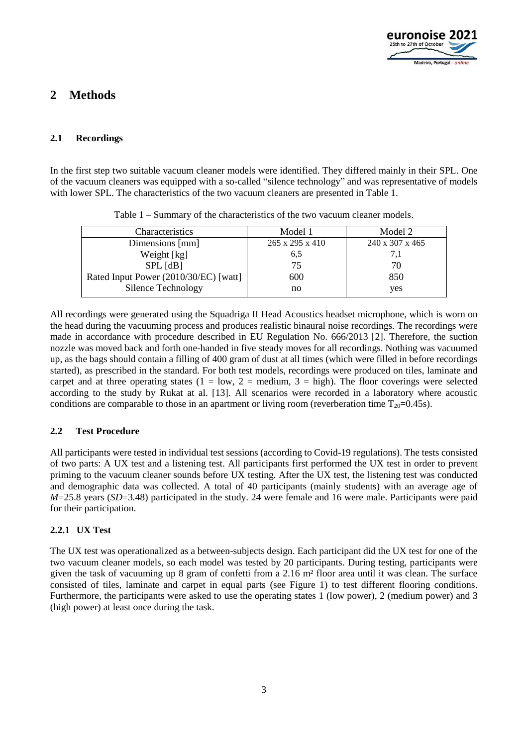## 2 Methods

### 2.1 Recordings

In the first step two suitable vacuum cleaner models were identified. They differed mainly in their SPL. One of the vacuum cleaners was equipped with a so-called "silence technology" and was representative of models with lower SPL. The characteristics of the two vacuum cleaners are presented in Table 1.

Table 1 – Summary of the characteristics of the two vacuum cleaner models.

| Characteristics | Model 1 | Model 2 |
|---|---|---|
| Dimensions [mm] | 265 x 295 x 410 | 240 x 307 x 465 |
| Weight [kg] | 6,5 | 7,1 |
| SPL [dB] | 75 | 70 |
| Rated Input Power (2010/30/EC) [watt] | 600 | 850 |
| Silence Technology | no | yes |

All recordings were generated using the Squadriga II Head Acoustics headset microphone, which is worn on the head during the vacuuming process and produces realistic binaural noise recordings. The recordings were made in accordance with procedure described in EU Regulation No. 666/2013 [2]. Therefore, the suction nozzle was moved back and forth one-handed in five steady moves for all recordings. Nothing was vacuumed up, as the bags should contain a filling of 400 gram of dust at all times (which were filled in before recordings started), as prescribed in the standard. For both test models, recordings were produced on tiles, laminate and carpet and at three operating states (1 = low, 2 = medium, 3 = high). The floor coverings were selected according to the study by Rukat at al. [13]. All scenarios were recorded in a laboratory where acoustic conditions are comparable to those in an apartment or living room (reverberation time $T_{20}$=0.45s).

### 2.2 Test Procedure

All participants were tested in individual test sessions (according to Covid-19 regulations). The tests consisted of two parts: A UX test and a listening test. All participants first performed the UX test in order to prevent priming to the vacuum cleaner sounds before UX testing. After the UX test, the listening test was conducted and demographic data was collected. A total of 40 participants (mainly students) with an average age of $M$=25.8 years ($SD$=3.48) participated in the study. 24 were female and 16 were male. Participants were paid for their participation.

#### 2.2.1 UX Test

The UX test was operationalized as a between-subjects design. Each participant did the UX test for one of the two vacuum cleaner models, so each model was tested by 20 participants. During testing, participants were given the task of vacuuming up 8 gram of confetti from a 2.16 m² floor area until it was clean. The surface consisted of tiles, laminate and carpet in equal parts (see Figure 1) to test different flooring conditions. Furthermore, the participants were asked to use the operating states 1 (low power), 2 (medium power) and 3 (high power) at least once during the task.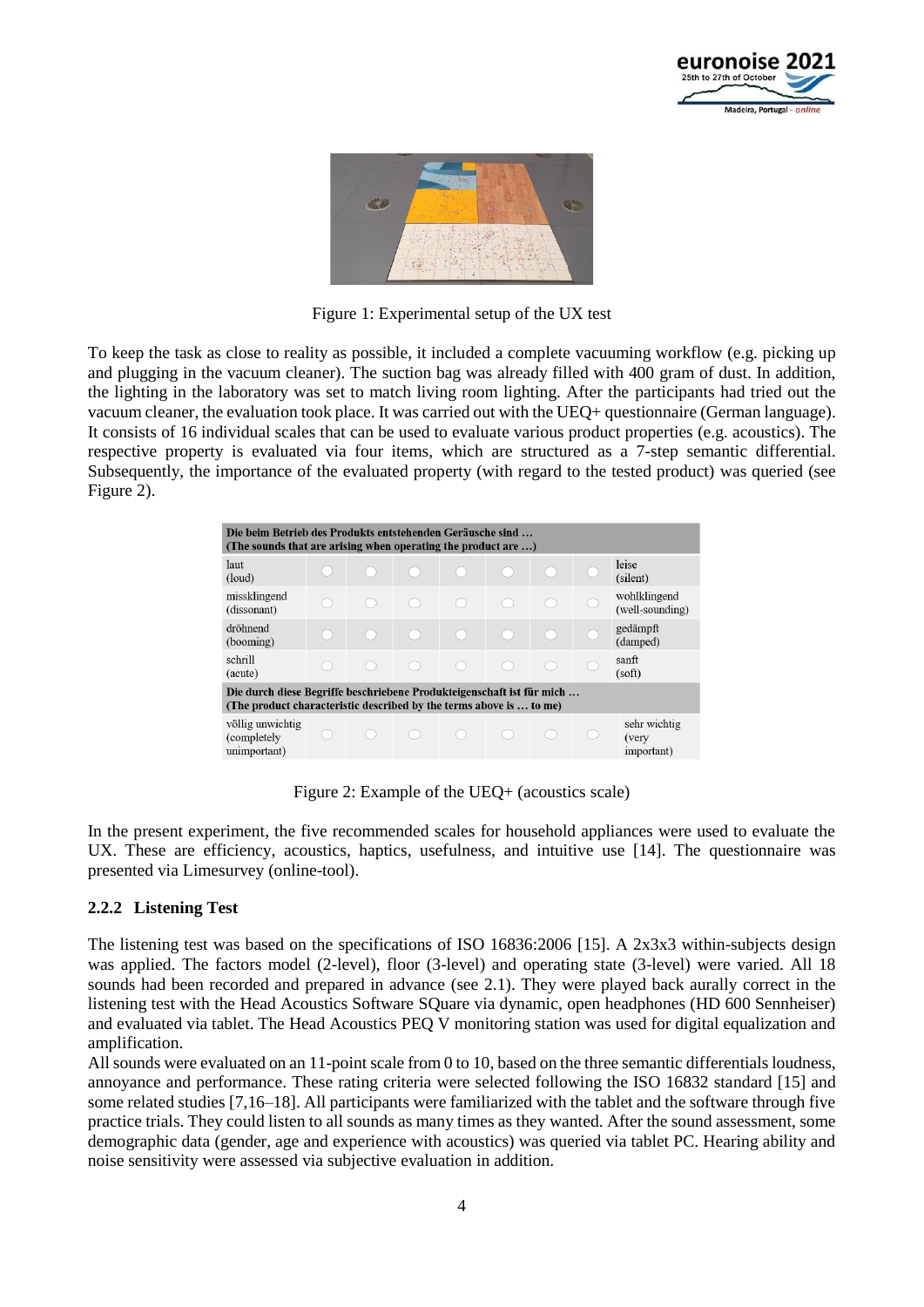Figure 1: Experimental setup of the UX test

To keep the task as close to reality as possible, it included a complete vacuuming workflow (e.g. picking up and plugging in the vacuum cleaner). The suction bag was already filled with 400 gram of dust. In addition, the lighting in the laboratory was set to match living room lighting. After the participants had tried out the vacuum cleaner, the evaluation took place. It was carried out with the UEQ+ questionnaire (German language). It consists of 16 individual scales that can be used to evaluate various product properties (e.g. acoustics). The respective property is evaluated via four items, which are structured as a 7-step semantic differential. Subsequently, the importance of the evaluated property (with regard to the tested product) was queried (see Figure 2).

| Die beim Betrieb des Produkts entstehenden Geräusche sind … (The sounds that are arising when operating the product are …) | | | | | | | | |
|---|---|---|---|---|---|---|---|---|
| laut (loud) | ○ | ○ | ○ | ○ | ○ | ○ | ○ | leise (silent) |
| missklingend (dissonant) | ○ | ○ | ○ | ○ | ○ | ○ | ○ | wohlklingend (well-sounding) |
| dröhnend (booming) | ○ | ○ | ○ | ○ | ○ | ○ | ○ | gedämpft (damped) |
| schrill (acute) | ○ | ○ | ○ | ○ | ○ | ○ | ○ | sanft (soft) |
| **Die durch diese Begriffe beschriebene Produkteigenschaft ist für mich … (The product characteristic described by the terms above is … to me)** | | | | | | | | |
| völlig unwichtig (completely unimportant) | ○ | ○ | ○ | ○ | ○ | ○ | ○ | sehr wichtig (very important) |

Figure 2: Example of the UEQ+ (acoustics scale)

In the present experiment, the five recommended scales for household appliances were used to evaluate the UX. These are efficiency, acoustics, haptics, usefulness, and intuitive use [14]. The questionnaire was presented via Limesurvey (online-tool).

### 2.2.2 Listening Test

The listening test was based on the specifications of ISO 16836:2006 [15]. A 2x3x3 within-subjects design was applied. The factors model (2-level), floor (3-level) and operating state (3-level) were varied. All 18 sounds had been recorded and prepared in advance (see 2.1). They were played back aurally correct in the listening test with the Head Acoustics Software SQuare via dynamic, open headphones (HD 600 Sennheiser) and evaluated via tablet. The Head Acoustics PEQ V monitoring station was used for digital equalization and amplification.

All sounds were evaluated on an 11-point scale from 0 to 10, based on the three semantic differentials loudness, annoyance and performance. These rating criteria were selected following the ISO 16832 standard [15] and some related studies [7,16–18]. All participants were familiarized with the tablet and the software through five practice trials. They could listen to all sounds as many times as they wanted. After the sound assessment, some demographic data (gender, age and experience with acoustics) was queried via tablet PC. Hearing ability and noise sensitivity were assessed via subjective evaluation in addition.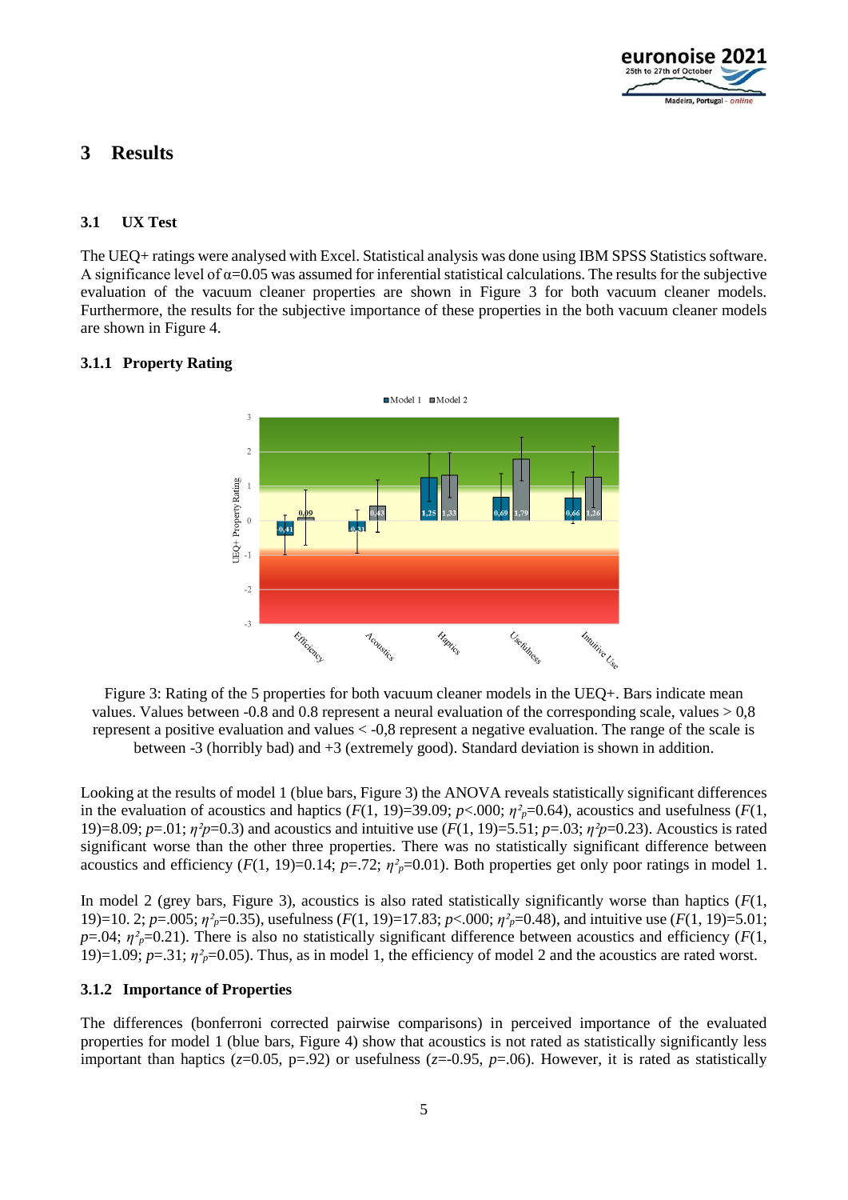## 3 Results

### 3.1 UX Test

The UEQ+ ratings were analysed with Excel. Statistical analysis was done using IBM SPSS Statistics software. A significance level of $\alpha=0.05$ was assumed for inferential statistical calculations. The results for the subjective evaluation of the vacuum cleaner properties are shown in Figure 3 for both vacuum cleaner models. Furthermore, the results for the subjective importance of these properties in the both vacuum cleaner models are shown in Figure 4.

#### 3.1.1 Property Rating

Figure 3: Rating of the 5 properties for both vacuum cleaner models in the UEQ+. Bars indicate mean values. Values between -0.8 and 0.8 represent a neural evaluation of the corresponding scale, values > 0,8 represent a positive evaluation and values < -0,8 represent a negative evaluation. The range of the scale is between -3 (horribly bad) and +3 (extremely good). Standard deviation is shown in addition.

Looking at the results of model 1 (blue bars, Figure 3) the ANOVA reveals statistically significant differences in the evaluation of acoustics and haptics ($F(1, 19)=39.09$; $p<.000$; $\eta^2_p=0.64$), acoustics and usefulness ($F(1, 19)=8.09$; $p=.01$; $\eta^2p=0.3$) and acoustics and intuitive use ($F(1, 19)=5.51$; $p=.03$; $\eta^2p=0.23$). Acoustics is rated significant worse than the other three properties. There was no statistically significant difference between acoustics and efficiency ($F(1, 19)=0.14$; $p=.72$; $\eta^2_p=0.01$). Both properties get only poor ratings in model 1.

In model 2 (grey bars, Figure 3), acoustics is also rated statistically significantly worse than haptics ($F(1, 19)=10. 2$; $p=.005$; $\eta^2_p=0.35$), usefulness ($F(1, 19)=17.83$; $p<.000$; $\eta^2_p=0.48$), and intuitive use ($F(1, 19)=5.01$; $p=.04$; $\eta^2_p=0.21$). There is also no statistically significant difference between acoustics and efficiency ($F(1, 19)=1.09$; $p=.31$; $\eta^2_p=0.05$). Thus, as in model 1, the efficiency of model 2 and the acoustics are rated worst.

#### 3.1.2 Importance of Properties

The differences (bonferroni corrected pairwise comparisons) in perceived importance of the evaluated properties for model 1 (blue bars, Figure 4) show that acoustics is not rated as statistically significantly less important than haptics ($z=0.05$, $p=.92$) or usefulness ($z=-0.95$, $p=.06$). However, it is rated as statistically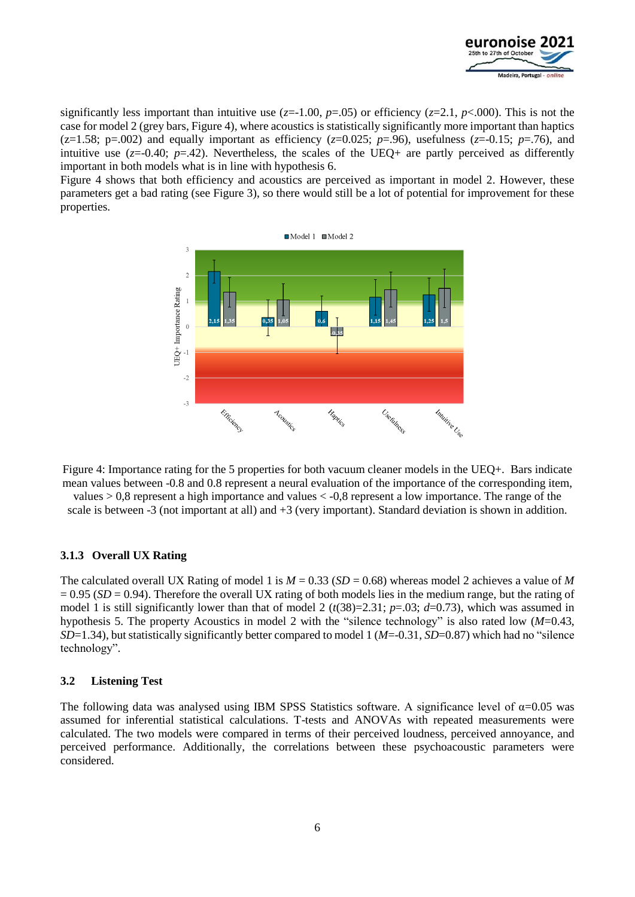significantly less important than intuitive use ($z$=-1.00, $p$=.05) or efficiency ($z$=2.1, $p$<.000). This is not the case for model 2 (grey bars, Figure 4), where acoustics is statistically significantly more important than haptics (z=1.58; p=.002) and equally important as efficiency ($z$=0.025; $p$=.96), usefulness ($z$=-0.15; $p$=.76), and intuitive use ($z$=-0.40; $p$=.42). Nevertheless, the scales of the UEQ+ are partly perceived as differently important in both models what is in line with hypothesis 6.

Figure 4 shows that both efficiency and acoustics are perceived as important in model 2. However, these parameters get a bad rating (see Figure 3), so there would still be a lot of potential for improvement for these properties.

Figure 4: Importance rating for the 5 properties for both vacuum cleaner models in the UEQ+. Bars indicate mean values between -0.8 and 0.8 represent a neural evaluation of the importance of the corresponding item, values > 0,8 represent a high importance and values < -0,8 represent a low importance. The range of the scale is between -3 (not important at all) and +3 (very important). Standard deviation is shown in addition.

### 3.1.3 Overall UX Rating

The calculated overall UX Rating of model 1 is $M$ = 0.33 ($SD$ = 0.68) whereas model 2 achieves a value of $M$ = 0.95 ($SD$ = 0.94). Therefore the overall UX rating of both models lies in the medium range, but the rating of model 1 is still significantly lower than that of model 2 ($t$(38)=2.31; $p$=.03; $d$=0.73), which was assumed in hypothesis 5. The property Acoustics in model 2 with the "silence technology" is also rated low ($M$=0.43, $SD$=1.34), but statistically significantly better compared to model 1 ($M$=-0.31, $SD$=0.87) which had no "silence technology".

## 3.2 Listening Test

The following data was analysed using IBM SPSS Statistics software. A significance level of $\alpha$=0.05 was assumed for inferential statistical calculations. T-tests and ANOVAs with repeated measurements were calculated. The two models were compared in terms of their perceived loudness, perceived annoyance, and perceived performance. Additionally, the correlations between these psychoacoustic parameters were considered.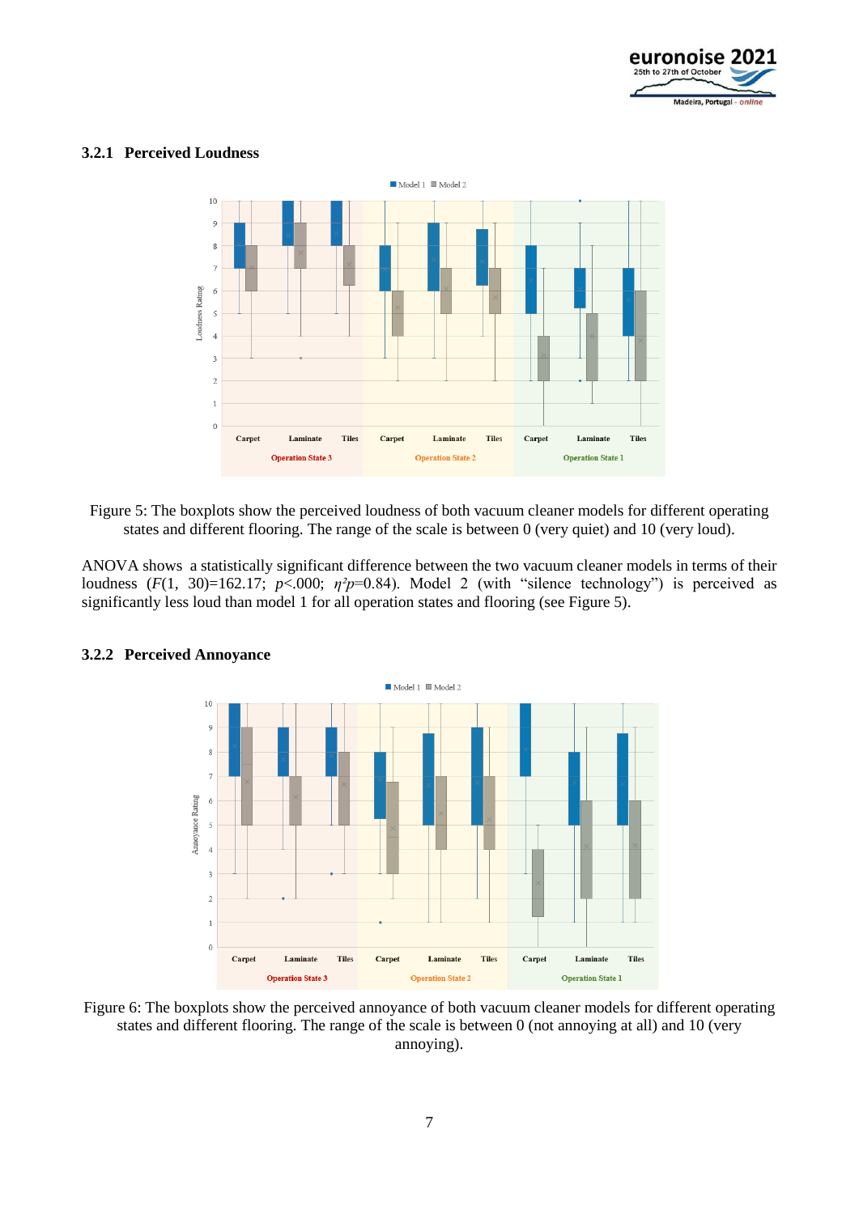### 3.2.1 Perceived Loudness

Figure 5: The boxplots show the perceived loudness of both vacuum cleaner models for different operating states and different flooring. The range of the scale is between 0 (very quiet) and 10 (very loud).

ANOVA shows a statistically significant difference between the two vacuum cleaner models in terms of their loudness ($F(1, 30)=162.17$; $p<.000$; $\eta^2p=0.84$). Model 2 (with "silence technology") is perceived as significantly less loud than model 1 for all operation states and flooring (see Figure 5).

### 3.2.2 Perceived Annoyance

Figure 6: The boxplots show the perceived annoyance of both vacuum cleaner models for different operating states and different flooring. The range of the scale is between 0 (not annoying at all) and 10 (very annoying).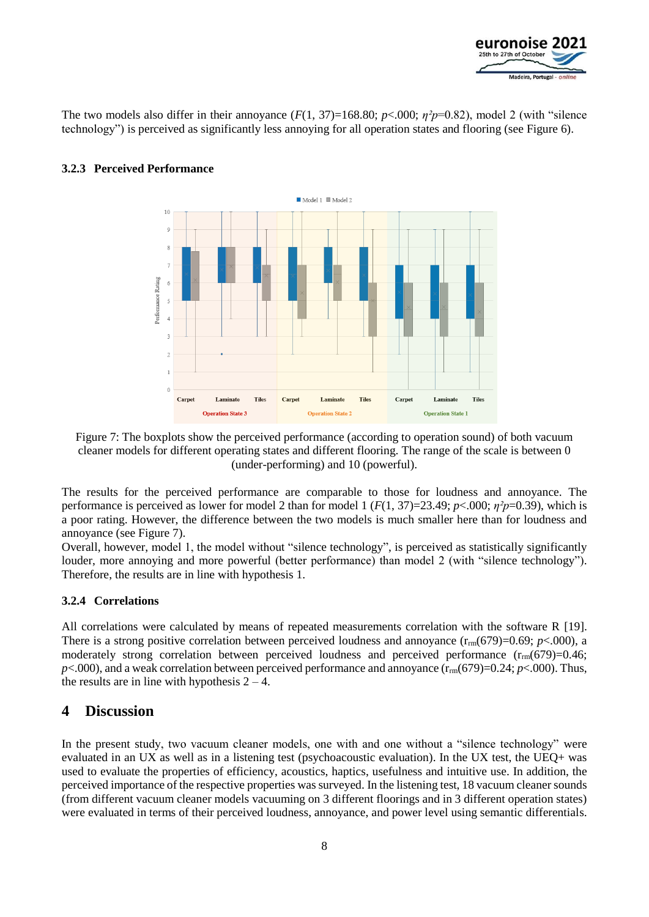The two models also differ in their annoyance ($F(1, 37)=168.80$; $p<.000$; $\eta^2 p=0.82$), model 2 (with "silence technology") is perceived as significantly less annoying for all operation states and flooring (see Figure 6).

### 3.2.3 Perceived Performance

Figure 7: The boxplots show the perceived performance (according to operation sound) of both vacuum cleaner models for different operating states and different flooring. The range of the scale is between 0 (under-performing) and 10 (powerful).

The results for the perceived performance are comparable to those for loudness and annoyance. The performance is perceived as lower for model 2 than for model 1 ($F(1, 37)=23.49$; $p<.000$; $\eta^2 p=0.39$), which is a poor rating. However, the difference between the two models is much smaller here than for loudness and annoyance (see Figure 7).

Overall, however, model 1, the model without "silence technology", is perceived as statistically significantly louder, more annoying and more powerful (better performance) than model 2 (with "silence technology"). Therefore, the results are in line with hypothesis 1.

### 3.2.4 Correlations

All correlations were calculated by means of repeated measurements correlation with the software R [19]. There is a strong positive correlation between perceived loudness and annoyance ($r_{rm}(679)=0.69$; $p<.000$), a moderately strong correlation between perceived loudness and perceived performance ($r_{rm}(679)=0.46$; $p<.000$), and a weak correlation between perceived performance and annoyance ($r_{rm}(679)=0.24$; $p<.000$). Thus, the results are in line with hypothesis 2 – 4.

# 4 Discussion

In the present study, two vacuum cleaner models, one with and one without a "silence technology" were evaluated in an UX as well as in a listening test (psychoacoustic evaluation). In the UX test, the UEQ+ was used to evaluate the properties of efficiency, acoustics, haptics, usefulness and intuitive use. In addition, the perceived importance of the respective properties was surveyed. In the listening test, 18 vacuum cleaner sounds (from different vacuum cleaner models vacuuming on 3 different floorings and in 3 different operation states) were evaluated in terms of their perceived loudness, annoyance, and power level using semantic differentials.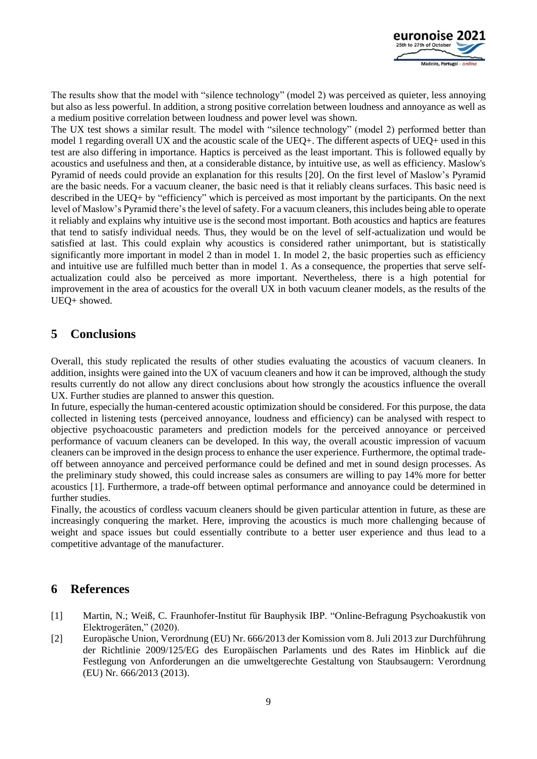The results show that the model with "silence technology" (model 2) was perceived as quieter, less annoying but also as less powerful. In addition, a strong positive correlation between loudness and annoyance as well as a medium positive correlation between loudness and power level was shown.

The UX test shows a similar result. The model with "silence technology" (model 2) performed better than model 1 regarding overall UX and the acoustic scale of the UEQ+. The different aspects of UEQ+ used in this test are also differing in importance. Haptics is perceived as the least important. This is followed equally by acoustics and usefulness and then, at a considerable distance, by intuitive use, as well as efficiency. Maslow's Pyramid of needs could provide an explanation for this results [20]. On the first level of Maslow's Pyramid are the basic needs. For a vacuum cleaner, the basic need is that it reliably cleans surfaces. This basic need is described in the UEQ+ by "efficiency" which is perceived as most important by the participants. On the next level of Maslow's Pyramid there's the level of safety. For a vacuum cleaners, this includes being able to operate it reliably and explains why intuitive use is the second most important. Both acoustics and haptics are features that tend to satisfy individual needs. Thus, they would be on the level of self-actualization und would be satisfied at last. This could explain why acoustics is considered rather unimportant, but is statistically significantly more important in model 2 than in model 1. In model 2, the basic properties such as efficiency and intuitive use are fulfilled much better than in model 1. As a consequence, the properties that serve self-actualization could also be perceived as more important. Nevertheless, there is a high potential for improvement in the area of acoustics for the overall UX in both vacuum cleaner models, as the results of the UEQ+ showed.

## 5 Conclusions

Overall, this study replicated the results of other studies evaluating the acoustics of vacuum cleaners. In addition, insights were gained into the UX of vacuum cleaners and how it can be improved, although the study results currently do not allow any direct conclusions about how strongly the acoustics influence the overall UX. Further studies are planned to answer this question.

In future, especially the human-centered acoustic optimization should be considered. For this purpose, the data collected in listening tests (perceived annoyance, loudness and efficiency) can be analysed with respect to objective psychoacoustic parameters and prediction models for the perceived annoyance or perceived performance of vacuum cleaners can be developed. In this way, the overall acoustic impression of vacuum cleaners can be improved in the design process to enhance the user experience. Furthermore, the optimal trade-off between annoyance and perceived performance could be defined and met in sound design processes. As the preliminary study showed, this could increase sales as consumers are willing to pay 14% more for better acoustics [1]. Furthermore, a trade-off between optimal performance and annoyance could be determined in further studies.

Finally, the acoustics of cordless vacuum cleaners should be given particular attention in future, as these are increasingly conquering the market. Here, improving the acoustics is much more challenging because of weight and space issues but could essentially contribute to a better user experience and thus lead to a competitive advantage of the manufacturer.

## 6 References

[1] Martin, N.; Weiß, C. Fraunhofer-Institut für Bauphysik IBP. "Online-Befragung Psychoakustik von Elektrogeräten," (2020).

[2] Europäsche Union, Verordnung (EU) Nr. 666/2013 der Komission vom 8. Juli 2013 zur Durchführung der Richtlinie 2009/125/EG des Europäischen Parlaments und des Rates im Hinblick auf die Festlegung von Anforderungen an die umweltgerechte Gestaltung von Staubsaugern: Verordnung (EU) Nr. 666/2013 (2013).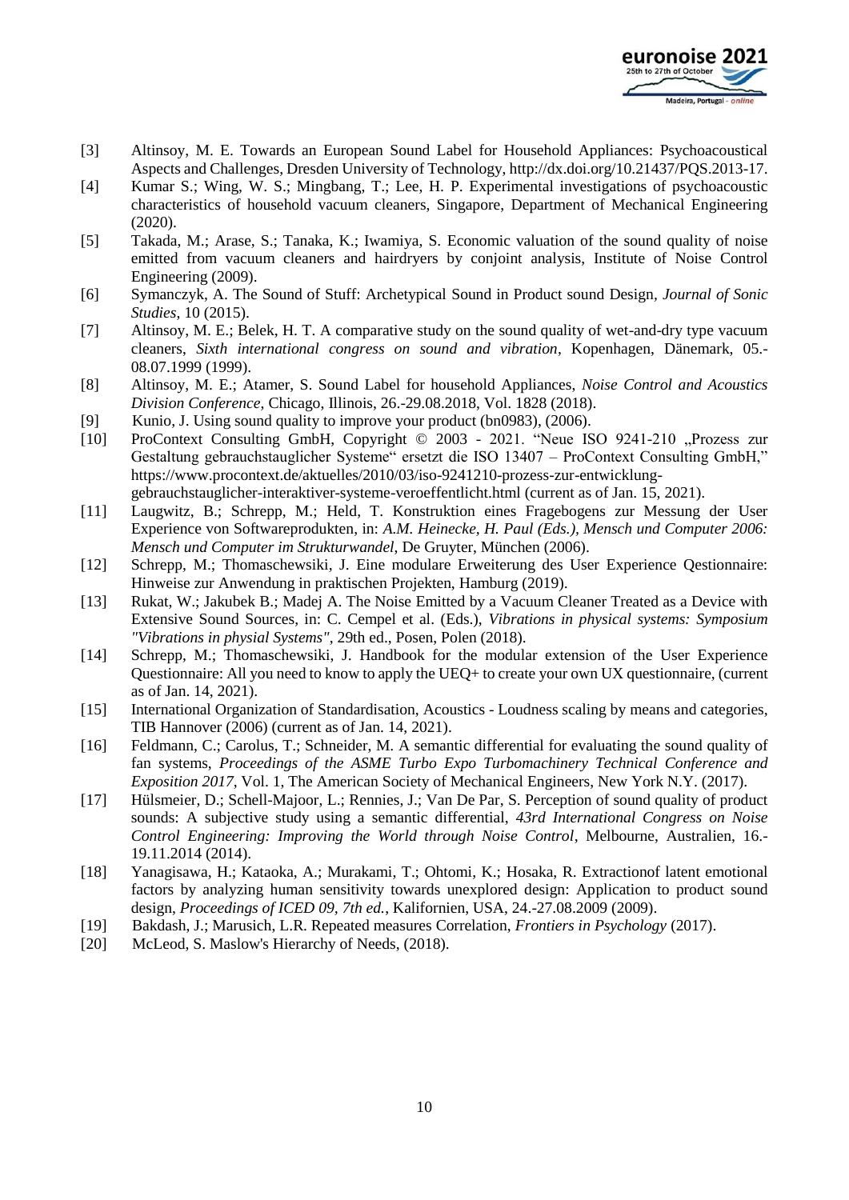[3] Altinsoy, M. E. Towards an European Sound Label for Household Appliances: Psychoacoustical Aspects and Challenges, Dresden University of Technology, http://dx.doi.org/10.21437/PQS.2013-17.

[4] Kumar S.; Wing, W. S.; Mingbang, T.; Lee, H. P. Experimental investigations of psychoacoustic characteristics of household vacuum cleaners, Singapore, Department of Mechanical Engineering (2020).

[5] Takada, M.; Arase, S.; Tanaka, K.; Iwamiya, S. Economic valuation of the sound quality of noise emitted from vacuum cleaners and hairdryers by conjoint analysis, Institute of Noise Control Engineering (2009).

[6] Symanczyk, A. The Sound of Stuff: Archetypical Sound in Product sound Design, *Journal of Sonic Studies*, 10 (2015).

[7] Altinsoy, M. E.; Belek, H. T. A comparative study on the sound quality of wet-and-dry type vacuum cleaners, *Sixth international congress on sound and vibration*, Kopenhagen, Dänemark, 05.-08.07.1999 (1999).

[8] Altinsoy, M. E.; Atamer, S. Sound Label for household Appliances, *Noise Control and Acoustics Division Conference*, Chicago, Illinois, 26.-29.08.2018, Vol. 1828 (2018).

[9] Kunio, J. Using sound quality to improve your product (bn0983), (2006).

[10] ProContext Consulting GmbH, Copyright © 2003 - 2021. "Neue ISO 9241-210 „Prozess zur Gestaltung gebrauchstauglicher Systeme" ersetzt die ISO 13407 – ProContext Consulting GmbH," https://www.procontext.de/aktuelles/2010/03/iso-9241210-prozess-zur-entwicklung-gebrauchstauglicher-interaktiver-systeme-veroeffentlicht.html (current as of Jan. 15, 2021).

[11] Laugwitz, B.; Schrepp, M.; Held, T. Konstruktion eines Fragebogens zur Messung der User Experience von Softwareprodukten, in: *A.M. Heinecke, H. Paul (Eds.), Mensch und Computer 2006: Mensch und Computer im Strukturwandel*, De Gruyter, München (2006).

[12] Schrepp, M.; Thomaschewsiki, J. Eine modulare Erweiterung des User Experience Qestionnaire: Hinweise zur Anwendung in praktischen Projekten, Hamburg (2019).

[13] Rukat, W.; Jakubek B.; Madej A. The Noise Emitted by a Vacuum Cleaner Treated as a Device with Extensive Sound Sources, in: C. Cempel et al. (Eds.), *Vibrations in physical systems: Symposium "Vibrations in physial Systems"*, 29th ed., Posen, Polen (2018).

[14] Schrepp, M.; Thomaschewsiki, J. Handbook for the modular extension of the User Experience Questionnaire: All you need to know to apply the UEQ+ to create your own UX questionnaire, (current as of Jan. 14, 2021).

[15] International Organization of Standardisation, Acoustics - Loudness scaling by means and categories, TIB Hannover (2006) (current as of Jan. 14, 2021).

[16] Feldmann, C.; Carolus, T.; Schneider, M. A semantic differential for evaluating the sound quality of fan systems, *Proceedings of the ASME Turbo Expo Turbomachinery Technical Conference and Exposition 2017*, Vol. 1, The American Society of Mechanical Engineers, New York N.Y. (2017).

[17] Hülsmeier, D.; Schell-Majoor, L.; Rennies, J.; Van De Par, S. Perception of sound quality of product sounds: A subjective study using a semantic differential, *43rd International Congress on Noise Control Engineering: Improving the World through Noise Control*, Melbourne, Australien, 16.-19.11.2014 (2014).

[18] Yanagisawa, H.; Kataoka, A.; Murakami, T.; Ohtomi, K.; Hosaka, R. Extractionof latent emotional factors by analyzing human sensitivity towards unexplored design: Application to product sound design, *Proceedings of ICED 09, 7th ed.*, Kalifornien, USA, 24.-27.08.2009 (2009).

[19] Bakdash, J.; Marusich, L.R. Repeated measures Correlation, *Frontiers in Psychology* (2017).

[20] McLeod, S. Maslow's Hierarchy of Needs, (2018).